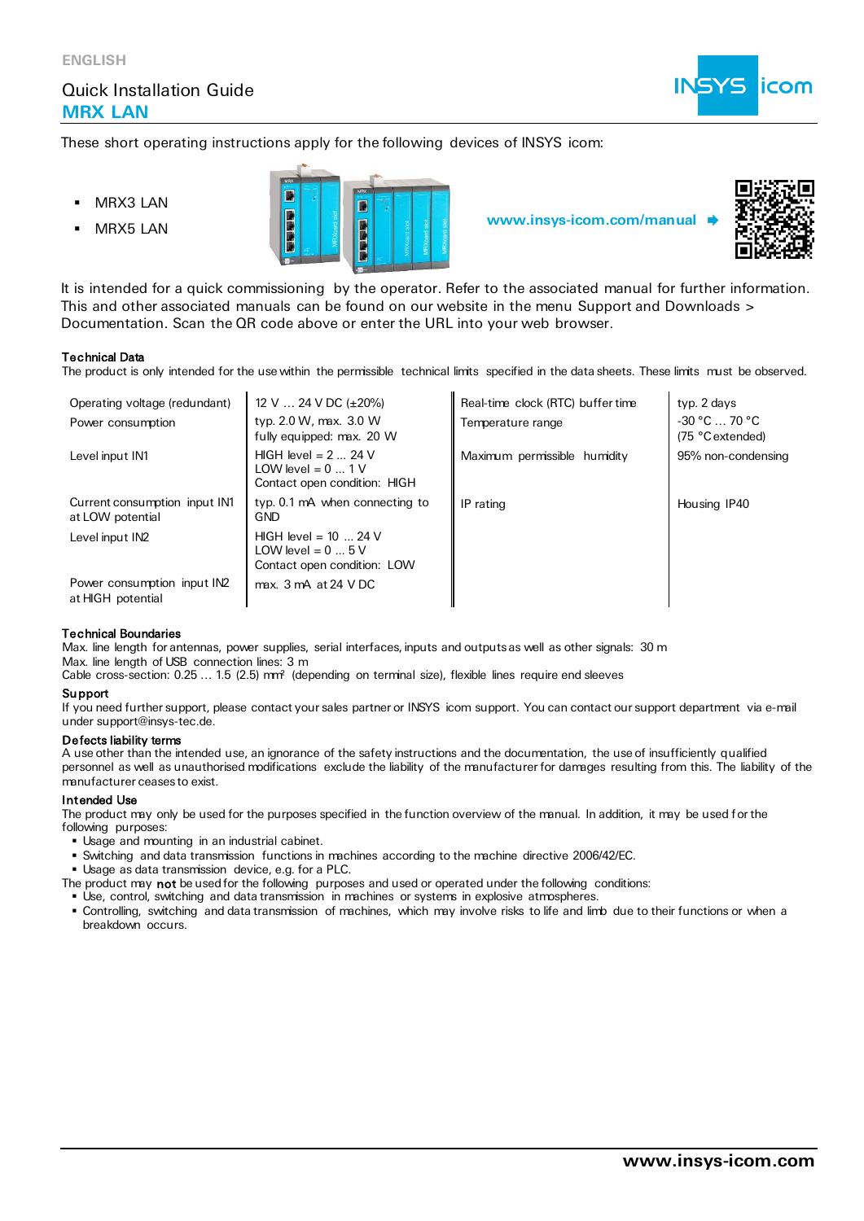ENGLISH

# Quick Installation Guide
## MRX LAN

These short operating instructions apply for the following devices of INSYS icom:

- MRX3 LAN
- MRX5 LAN

**www.insys-icom.com/manual**

It is intended for a quick commissioning by the operator. Refer to the associated manual for further information. This and other associated manuals can be found on our website in the menu Support and Downloads > Documentation. Scan the QR code above or enter the URL into your web browser.

### Technical Data

The product is only intended for the use within the permissible technical limits specified in the data sheets. These limits must be observed.

| | | | |
|---|---|---|---|
| Operating voltage (redundant) | 12 V … 24 V DC (±20%) | Real-time clock (RTC) buffer time | typ. 2 days |
| Power consumption | typ. 2.0 W, max. 3.0 W<br>fully equipped: max. 20 W | Temperature range | -30 °C … 70 °C<br>(75 °C extended) |
| Level input IN1 | HIGH level = 2 … 24 V<br>LOW level = 0 … 1 V<br>Contact open condition: HIGH | Maximum permissible humidity | 95% non-condensing |
| Current consumption input IN1 at LOW potential | typ. 0.1 mA when connecting to GND | IP rating | Housing IP40 |
| Level input IN2 | HIGH level = 10 … 24 V<br>LOW level = 0 … 5 V<br>Contact open condition: LOW | | |
| Power consumption input IN2 at HIGH potential | max. 3 mA at 24 V DC | | |

### Technical Boundaries

Max. line length for antennas, power supplies, serial interfaces, inputs and outputs as well as other signals: 30 m
Max. line length of USB connection lines: 3 m
Cable cross-section: 0.25 … 1.5 (2.5) mm² (depending on terminal size), flexible lines require end sleeves

### Support

If you need further support, please contact your sales partner or INSYS icom support. You can contact our support department via e-mail under support@insys-tec.de.

### Defects liability terms

A use other than the intended use, an ignorance of the safety instructions and the documentation, the use of insufficiently qualified personnel as well as unauthorised modifications exclude the liability of the manufacturer for damages resulting from this. The liability of the manufacturer ceases to exist.

### Intended Use

The product may only be used for the purposes specified in the function overview of the manual. In addition, it may be used for the following purposes:

- Usage and mounting in an industrial cabinet.
- Switching and data transmission functions in machines according to the machine directive 2006/42/EC.
- Usage as data transmission device, e.g. for a PLC.

The product may **not** be used for the following purposes and used or operated under the following conditions:

- Use, control, switching and data transmission in machines or systems in explosive atmospheres.
- Controlling, switching and data transmission of machines, which may involve risks to life and limb due to their functions or when a breakdown occurs.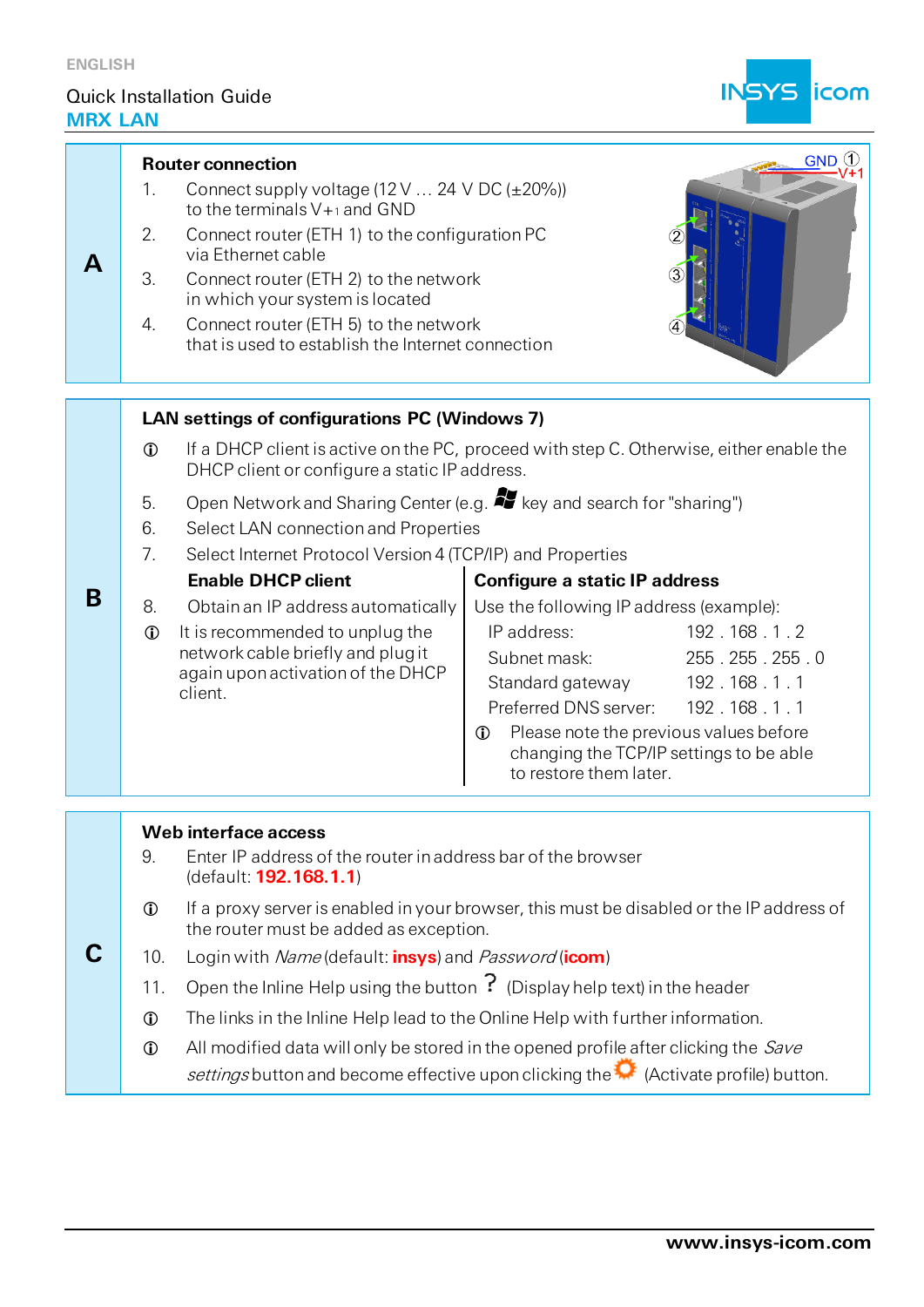ENGLISH

Quick Installation Guide
**MRX LAN**

## A

### Router connection

1. Connect supply voltage (12 V … 24 V DC (±20%)) to the terminals V+1 and GND
2. Connect router (ETH 1) to the configuration PC via Ethernet cable
3. Connect router (ETH 2) to the network in which your system is located
4. Connect router (ETH 5) to the network that is used to establish the Internet connection

GND ① V+1 ② ③ ④

## B

### LAN settings of configurations PC (Windows 7)

ⓘ If a DHCP client is active on the PC, proceed with step C. Otherwise, either enable the DHCP client or configure a static IP address.

5. Open Network and Sharing Center (e.g. ⊞ key and search for "sharing")
6. Select LAN connection and Properties
7. Select Internet Protocol Version 4 (TCP/IP) and Properties

**Enable DHCP client**

8. Obtain an IP address automatically

ⓘ It is recommended to unplug the network cable briefly and plug it again upon activation of the DHCP client.

**Configure a static IP address**

Use the following IP address (example):

| | |
|---|---|
| IP address: | 192 . 168 . 1 . 2 |
| Subnet mask: | 255 . 255 . 255 . 0 |
| Standard gateway | 192 . 168 . 1 . 1 |
| Preferred DNS server: | 192 . 168 . 1 . 1 |

ⓘ Please note the previous values before changing the TCP/IP settings to be able to restore them later.

## C

### Web interface access

9. Enter IP address of the router in address bar of the browser (default: **192.168.1.1**)

ⓘ If a proxy server is enabled in your browser, this must be disabled or the IP address of the router must be added as exception.

10. Login with *Name* (default: **insys**) and *Password* (**icom**)
11. Open the Inline Help using the button ? (Display help text) in the header

ⓘ The links in the Inline Help lead to the Online Help with further information.

ⓘ All modified data will only be stored in the opened profile after clicking the *Save settings* button and become effective upon clicking the ⚙ (Activate profile) button.

**www.insys-icom.com**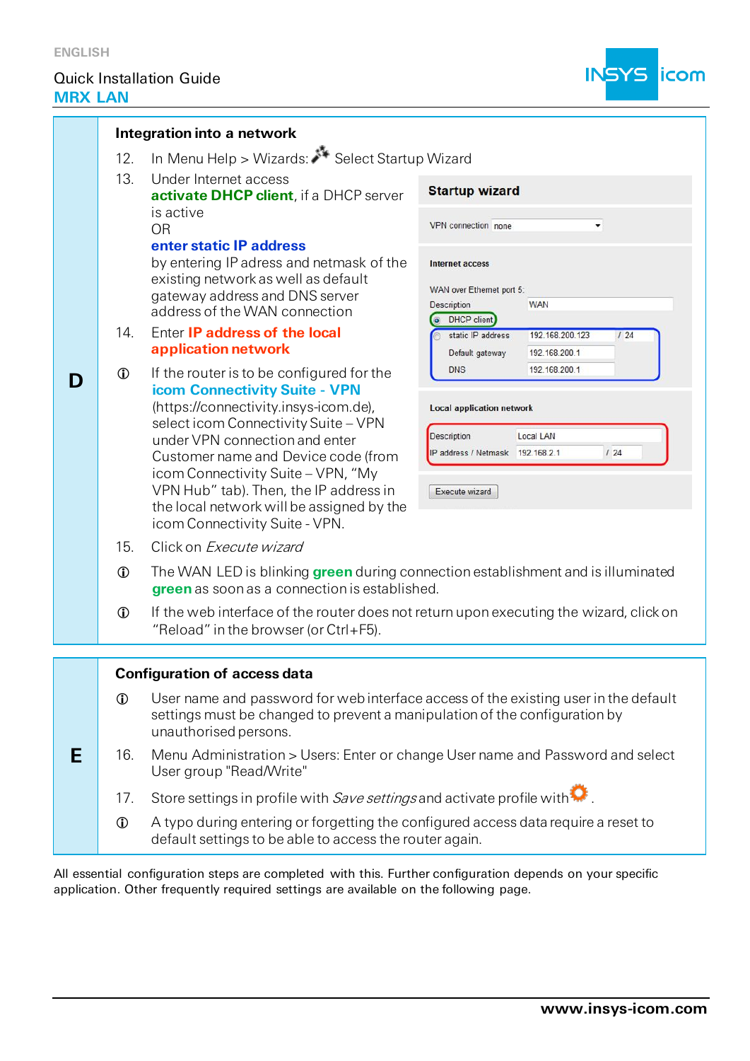## D – Integration into a network

12. In Menu Help > Wizards: Select Startup Wizard
13. Under Internet access **activate DHCP client**, if a DHCP server is active
    OR
    **enter static IP address** by entering IP adress and netmask of the existing network as well as default gateway address and DNS server address of the WAN connection
14. Enter **IP address of the local application network**

ⓘ If the router is to be configured for the **icom Connectivity Suite - VPN** (https://connectivity.insys-icom.de), select icom Connectivity Suite – VPN under VPN connection and enter Customer name and Device code (from icom Connectivity Suite – VPN, “My VPN Hub” tab). Then, the IP address in the local network will be assigned by the icom Connectivity Suite - VPN.

**Startup wizard**

VPN connection: none

**Internet access**

WAN over Ethernet port 5:

| | | |
|---|---|---|
| Description | WAN | |
| DHCP client | | |
| static IP address | 192.168.200.123 | / 24 |
| Default gateway | 192.168.200.1 | |
| DNS | 192.168.200.1 | |

**Local application network**

| | | |
|---|---|---|
| Description | Local LAN | |
| IP address / Netmask | 192.168.2.1 | / 24 |

Execute wizard

15. Click on *Execute wizard*

ⓘ The WAN LED is blinking **green** during connection establishment and is illuminated **green** as soon as a connection is established.

ⓘ If the web interface of the router does not return upon executing the wizard, click on “Reload” in the browser (or Ctrl+F5).

## E – Configuration of access data

ⓘ User name and password for web interface access of the existing user in the default settings must be changed to prevent a manipulation of the configuration by unauthorised persons.

16. Menu Administration > Users: Enter or change User name and Password and select User group "Read/Write"
17. Store settings in profile with *Save settings* and activate profile with .

ⓘ A typo during entering or forgetting the configured access data require a reset to default settings to be able to access the router again.

All essential configuration steps are completed with this. Further configuration depends on your specific application. Other frequently required settings are available on the following page.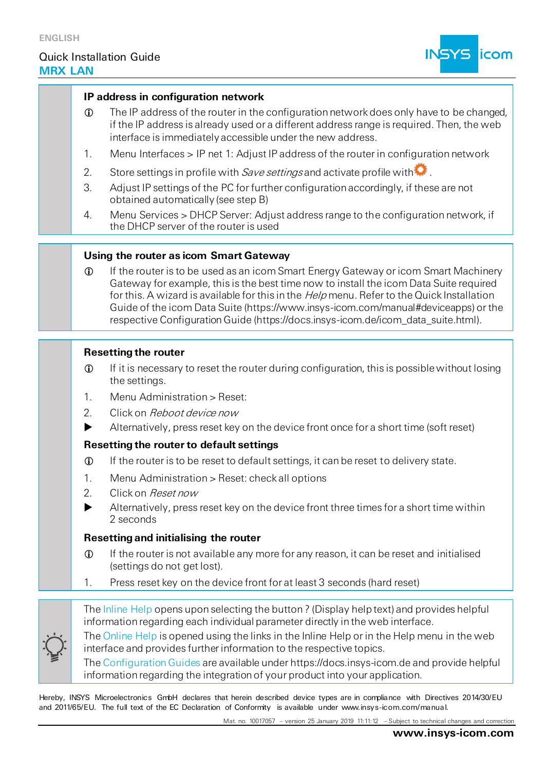## IP address in configuration network

ⓘ The IP address of the router in the configuration network does only have to be changed, if the IP address is already used or a different address range is required. Then, the web interface is immediately accessible under the new address.

1. Menu Interfaces > IP net 1: Adjust IP address of the router in configuration network
2. Store settings in profile with *Save settings* and activate profile with .
3. Adjust IP settings of the PC for further configuration accordingly, if these are not obtained automatically (see step B)
4. Menu Services > DHCP Server: Adjust address range to the configuration network, if the DHCP server of the router is used

## Using the router as icom Smart Gateway

ⓘ If the router is to be used as an icom Smart Energy Gateway or icom Smart Machinery Gateway for example, this is the best time now to install the icom Data Suite required for this. A wizard is available for this in the *Help* menu. Refer to the Quick Installation Guide of the icom Data Suite (https://www.insys-icom.com/manual#deviceapps) or the respective Configuration Guide (https://docs.insys-icom.de/icom_data_suite.html).

## Resetting the router

ⓘ If it is necessary to reset the router during configuration, this is possible without losing the settings.

1. Menu Administration > Reset:
2. Click on *Reboot device now*

▶ Alternatively, press reset key on the device front once for a short time (soft reset)

## Resetting the router to default settings

ⓘ If the router is to be reset to default settings, it can be reset to delivery state.

1. Menu Administration > Reset: check all options
2. Click on *Reset now*

▶ Alternatively, press reset key on the device front three times for a short time within 2 seconds

## Resetting and initialising the router

ⓘ If the router is not available any more for any reason, it can be reset and initialised (settings do not get lost).

1. Press reset key on the device front for at least 3 seconds (hard reset)

The Inline Help opens upon selecting the button ? (Display help text) and provides helpful information regarding each individual parameter directly in the web interface.

The Online Help is opened using the links in the Inline Help or in the Help menu in the web interface and provides further information to the respective topics.

The Configuration Guides are available under https://docs.insys-icom.de and provide helpful information regarding the integration of your product into your application.

Hereby, INSYS Microelectronics GmbH declares that herein described device types are in compliance with Directives 2014/30/EU and 2011/65/EU. The full text of the EC Declaration of Conformity is available under www.insys-icom.com/manual.

Mat. no. 10017057 – version 25 January 2019 11:11:12 – Subject to technical changes and correction